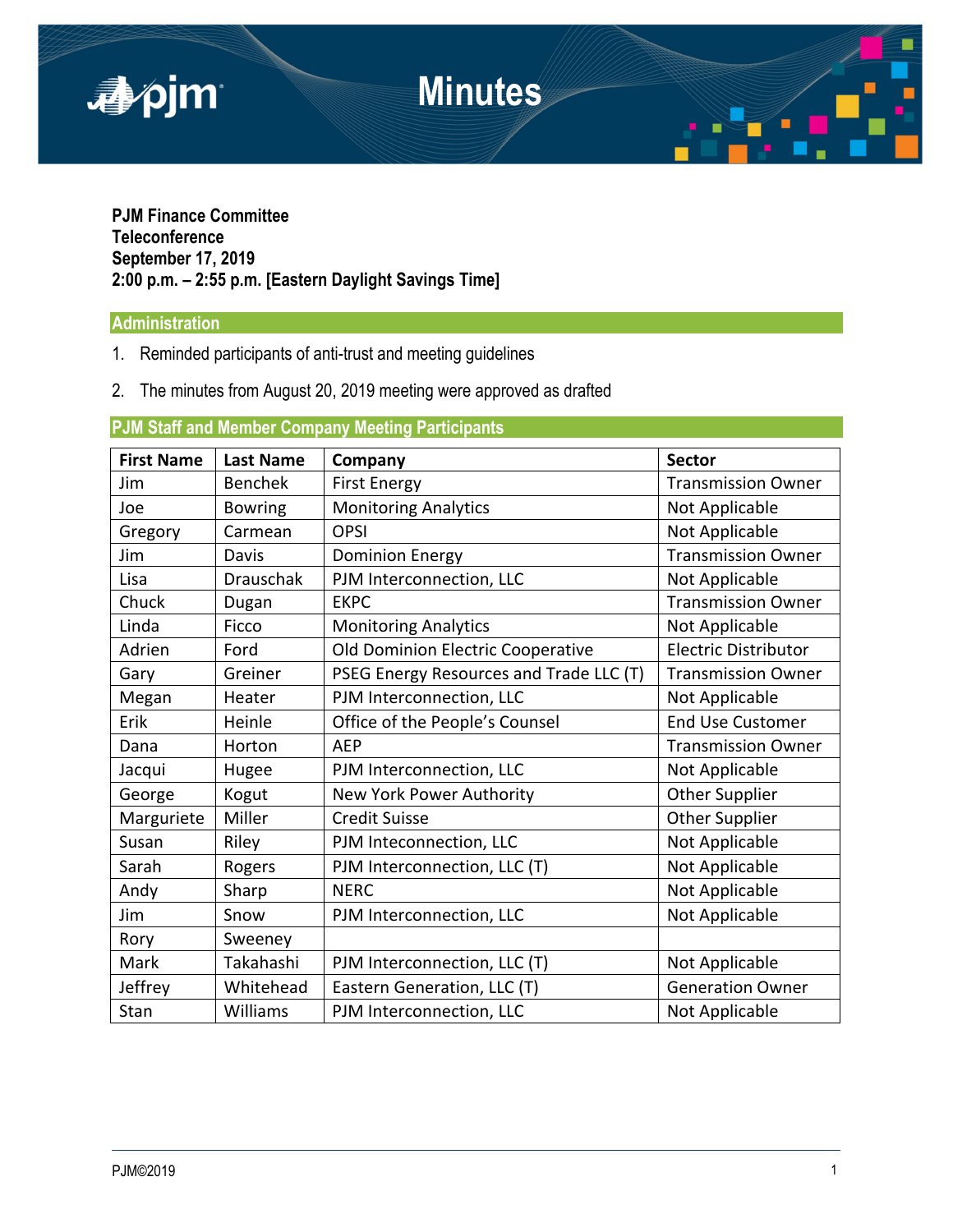# Minutes

**PJM Finance Committee**
**Teleconference**
**September 17, 2019**
**2:00 p.m. – 2:55 p.m. [Eastern Daylight Savings Time]**

## Administration

1. Reminded participants of anti-trust and meeting guidelines
2. The minutes from August 20, 2019 meeting were approved as drafted

## PJM Staff and Member Company Meeting Participants

| First Name | Last Name | Company | Sector |
|---|---|---|---|
| Jim | Benchek | First Energy | Transmission Owner |
| Joe | Bowring | Monitoring Analytics | Not Applicable |
| Gregory | Carmean | OPSI | Not Applicable |
| Jim | Davis | Dominion Energy | Transmission Owner |
| Lisa | Drauschak | PJM Interconnection, LLC | Not Applicable |
| Chuck | Dugan | EKPC | Transmission Owner |
| Linda | Ficco | Monitoring Analytics | Not Applicable |
| Adrien | Ford | Old Dominion Electric Cooperative | Electric Distributor |
| Gary | Greiner | PSEG Energy Resources and Trade LLC (T) | Transmission Owner |
| Megan | Heater | PJM Interconnection, LLC | Not Applicable |
| Erik | Heinle | Office of the People's Counsel | End Use Customer |
| Dana | Horton | AEP | Transmission Owner |
| Jacqui | Hugee | PJM Interconnection, LLC | Not Applicable |
| George | Kogut | New York Power Authority | Other Supplier |
| Marguriete | Miller | Credit Suisse | Other Supplier |
| Susan | Riley | PJM Inteconnection, LLC | Not Applicable |
| Sarah | Rogers | PJM Interconnection, LLC (T) | Not Applicable |
| Andy | Sharp | NERC | Not Applicable |
| Jim | Snow | PJM Interconnection, LLC | Not Applicable |
| Rory | Sweeney | | |
| Mark | Takahashi | PJM Interconnection, LLC (T) | Not Applicable |
| Jeffrey | Whitehead | Eastern Generation, LLC (T) | Generation Owner |
| Stan | Williams | PJM Interconnection, LLC | Not Applicable |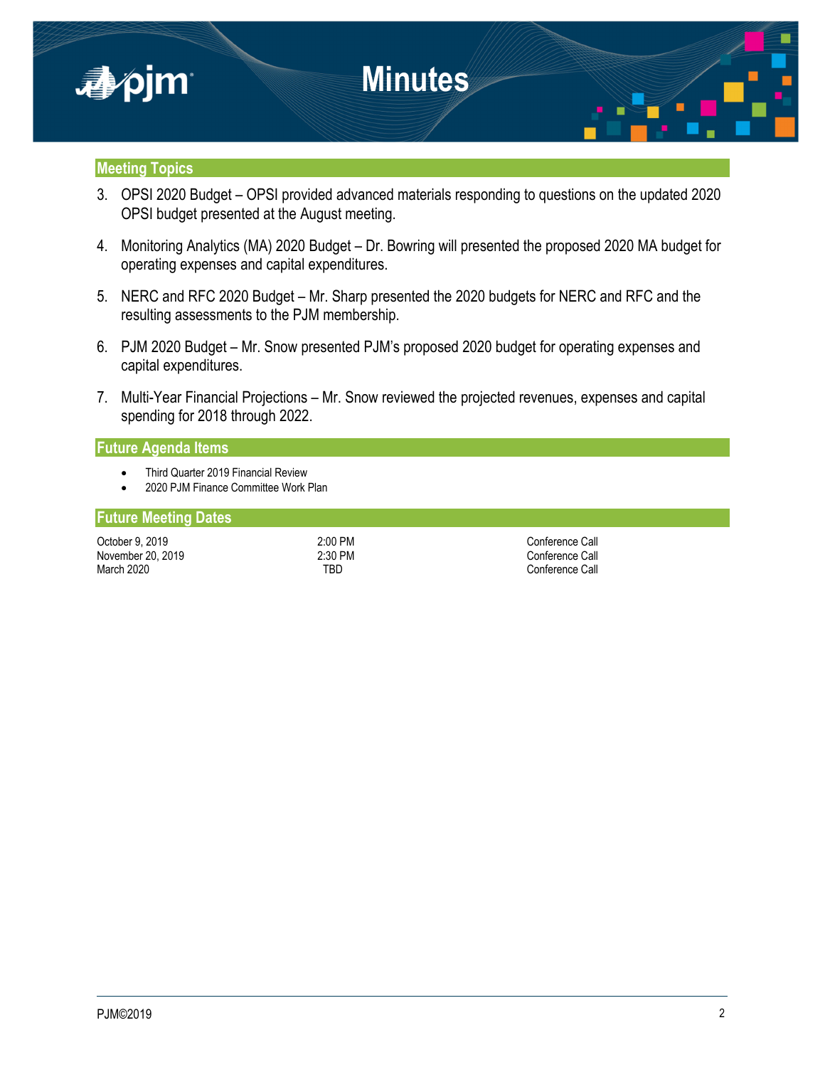## Meeting Topics

3. OPSI 2020 Budget – OPSI provided advanced materials responding to questions on the updated 2020 OPSI budget presented at the August meeting.

4. Monitoring Analytics (MA) 2020 Budget – Dr. Bowring will presented the proposed 2020 MA budget for operating expenses and capital expenditures.

5. NERC and RFC 2020 Budget – Mr. Sharp presented the 2020 budgets for NERC and RFC and the resulting assessments to the PJM membership.

6. PJM 2020 Budget – Mr. Snow presented PJM's proposed 2020 budget for operating expenses and capital expenditures.

7. Multi-Year Financial Projections – Mr. Snow reviewed the projected revenues, expenses and capital spending for 2018 through 2022.

## Future Agenda Items

- Third Quarter 2019 Financial Review
- 2020 PJM Finance Committee Work Plan

## Future Meeting Dates

| | | |
|---|---|---|
| October 9, 2019 | 2:00 PM | Conference Call |
| November 20, 2019 | 2:30 PM | Conference Call |
| March 2020 | TBD | Conference Call |